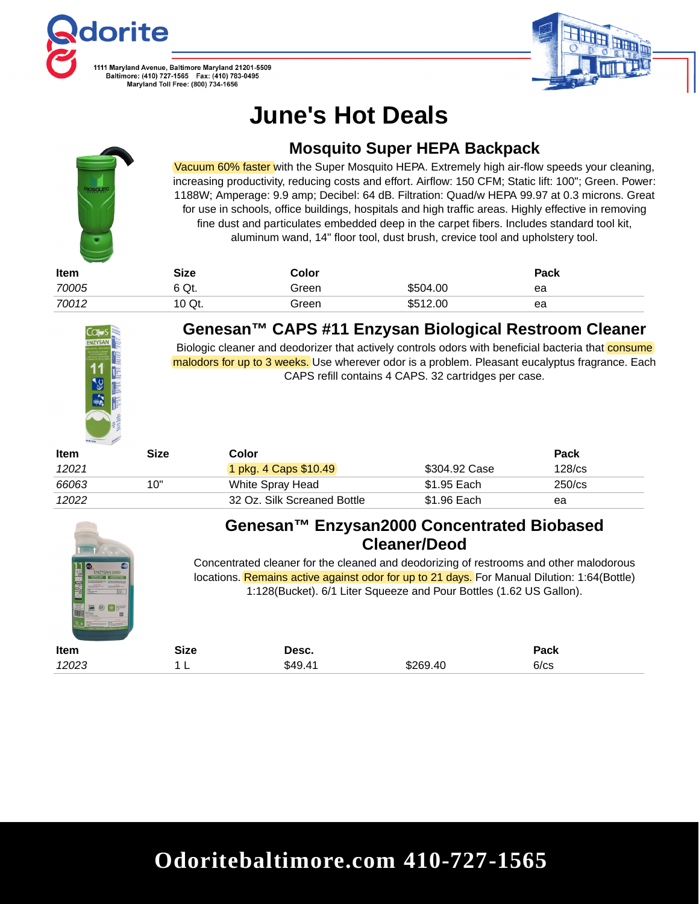Odorite

1111 Maryland Avenue, Baltimore Maryland 21201-5509
Baltimore: (410) 727-1565 Fax: (410) 783-0495
Maryland Toll Free: (800) 734-1656

# June's Hot Deals

## Mosquito Super HEPA Backpack

Vacuum 60% faster with the Super Mosquito HEPA. Extremely high air-flow speeds your cleaning, increasing productivity, reducing costs and effort. Airflow: 150 CFM; Static lift: 100"; Green. Power: 1188W; Amperage: 9.9 amp; Decibel: 64 dB. Filtration: Quad/w HEPA 99.97 at 0.3 microns. Great for use in schools, office buildings, hospitals and high traffic areas. Highly effective in removing fine dust and particulates embedded deep in the carpet fibers. Includes standard tool kit, aluminum wand, 14" floor tool, dust brush, crevice tool and upholstery tool.

| Item | Size | Color | | Pack |
|---|---|---|---|---|
| *70005* | 6 Qt. | Green | $504.00 | ea |
| *70012* | 10 Qt. | Green | $512.00 | ea |

## Genesan™ CAPS #11 Enzysan Biological Restroom Cleaner

Biologic cleaner and deodorizer that actively controls odors with beneficial bacteria that consume malodors for up to 3 weeks. Use wherever odor is a problem. Pleasant eucalyptus fragrance. Each CAPS refill contains 4 CAPS. 32 cartridges per case.

| Item | Size | Color | | Pack |
|---|---|---|---|---|
| *12021* | | 1 pkg. 4 Caps $10.49 | $304.92 Case | 128/cs |
| *66063* | 10" | White Spray Head | $1.95 Each | 250/cs |
| *12022* | | 32 Oz. Silk Screaned Bottle | $1.96 Each | ea |

## Genesan™ Enzysan2000 Concentrated Biobased Cleaner/Deod

Concentrated cleaner for the cleaned and deodorizing of restrooms and other malodorous locations. Remains active against odor for up to 21 days. For Manual Dilution: 1:64(Bottle) 1:128(Bucket). 6/1 Liter Squeeze and Pour Bottles (1.62 US Gallon).

| Item | Size | Desc. | | Pack |
|---|---|---|---|---|
| *12023* | 1 L | $49.41 | $269.40 | 6/cs |

**Odoritebaltimore.com 410-727-1565**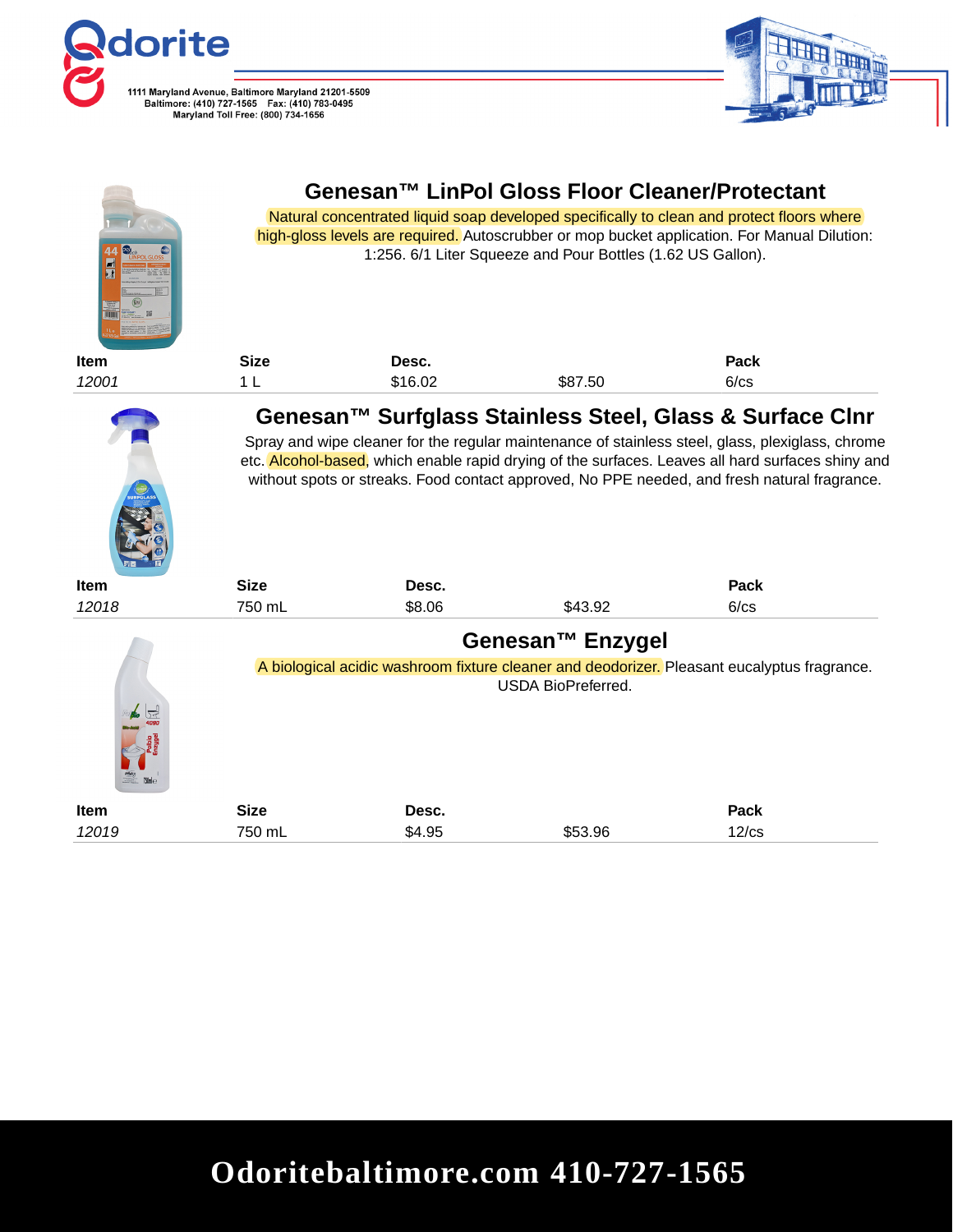## Genesan™ LinPol Gloss Floor Cleaner/Protectant

Natural concentrated liquid soap developed specifically to clean and protect floors where high-gloss levels are required. Autoscrubber or mop bucket application. For Manual Dilution: 1:256. 6/1 Liter Squeeze and Pour Bottles (1.62 US Gallon).

| Item | Size | Desc. | | Pack |
|---|---|---|---|---|
| *12001* | 1 L | $16.02 | $87.50 | 6/cs |

## Genesan™ Surfglass Stainless Steel, Glass & Surface Clnr

Spray and wipe cleaner for the regular maintenance of stainless steel, glass, plexiglass, chrome etc. Alcohol-based, which enable rapid drying of the surfaces. Leaves all hard surfaces shiny and without spots or streaks. Food contact approved, No PPE needed, and fresh natural fragrance.

| Item | Size | Desc. | | Pack |
|---|---|---|---|---|
| *12018* | 750 mL | $8.06 | $43.92 | 6/cs |

## Genesan™ Enzygel

A biological acidic washroom fixture cleaner and deodorizer. Pleasant eucalyptus fragrance. USDA BioPreferred.

| Item | Size | Desc. | | Pack |
|---|---|---|---|---|
| *12019* | 750 mL | $4.95 | $53.96 | 12/cs |